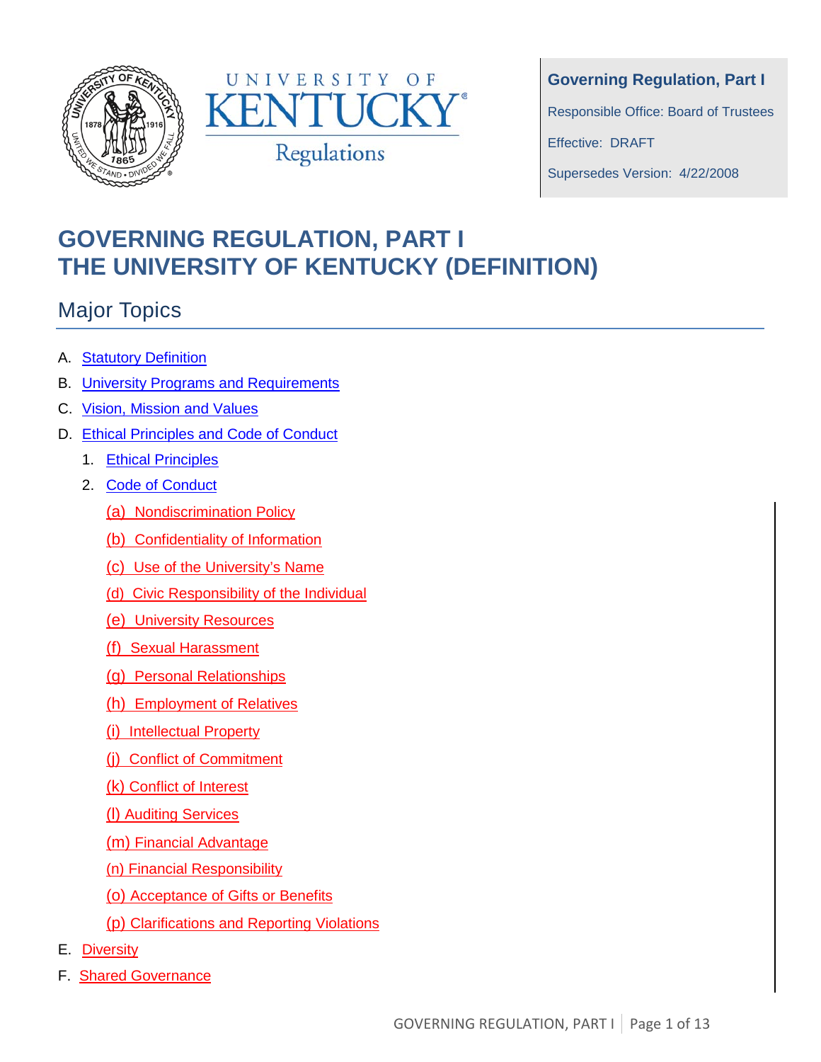UNIVERSITY OF KENTUCKY® Regulations

**Governing Regulation, Part I**

Responsible Office: Board of Trustees

Effective: DRAFT

Supersedes Version: 4/22/2008

# GOVERNING REGULATION, PART I
# THE UNIVERSITY OF KENTUCKY (DEFINITION)

## Major Topics

A. Statutory Definition

B. University Programs and Requirements

C. Vision, Mission and Values

D. Ethical Principles and Code of Conduct

1. Ethical Principles
2. Code of Conduct
   - (a) Nondiscrimination Policy
   - (b) Confidentiality of Information
   - (c) Use of the University's Name
   - (d) Civic Responsibility of the Individual
   - (e) University Resources
   - (f) Sexual Harassment
   - (g) Personal Relationships
   - (h) Employment of Relatives
   - (i) Intellectual Property
   - (j) Conflict of Commitment
   - (k) Conflict of Interest
   - (l) Auditing Services
   - (m) Financial Advantage
   - (n) Financial Responsibility
   - (o) Acceptance of Gifts or Benefits
   - (p) Clarifications and Reporting Violations

E. Diversity

F. Shared Governance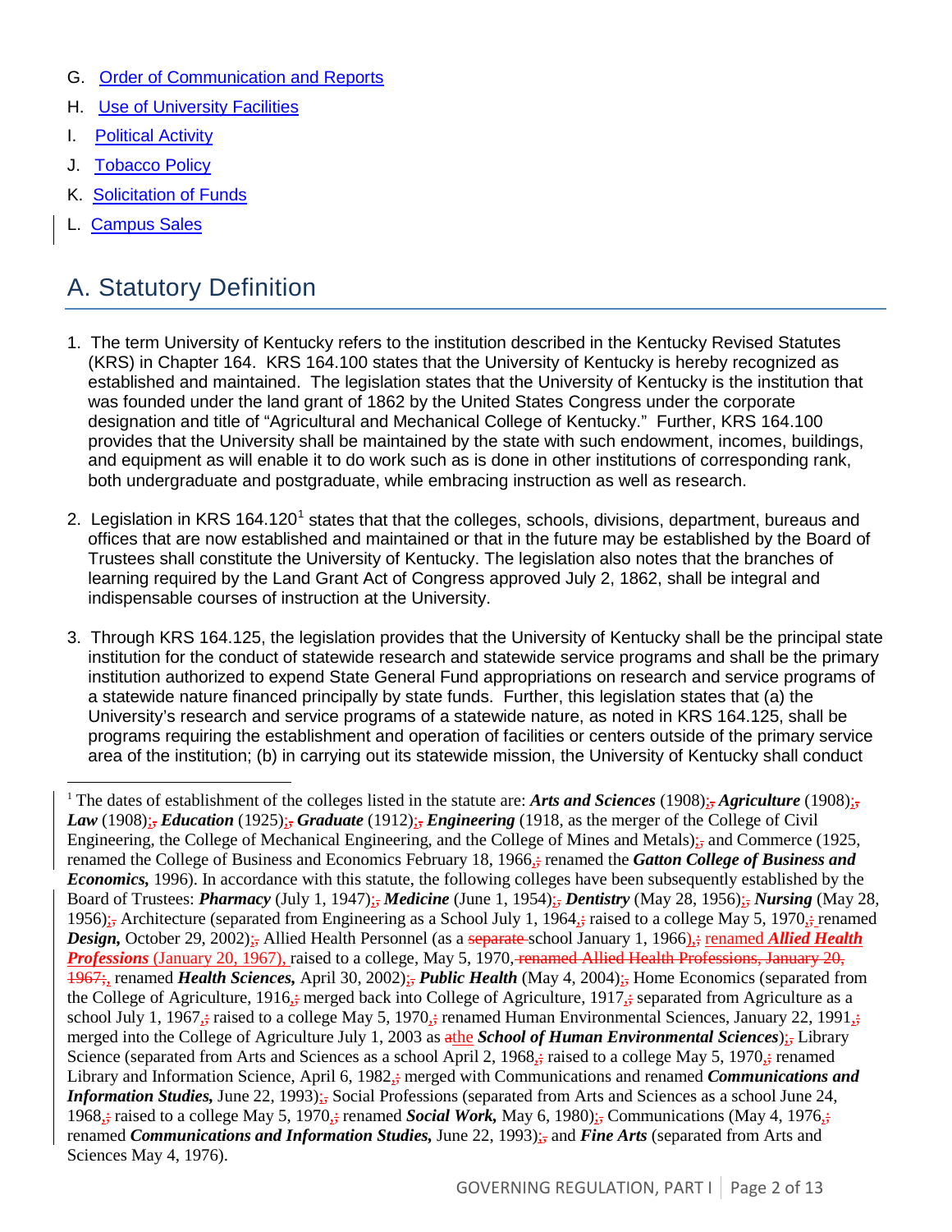G. [Order of Communication and Reports]()

H. [Use of University Facilities]()

I. [Political Activity]()

J. [Tobacco Policy]()

K. [Solicitation of Funds]()

L. [Campus Sales]()

## A. Statutory Definition

1. The term University of Kentucky refers to the institution described in the Kentucky Revised Statutes (KRS) in Chapter 164. KRS 164.100 states that the University of Kentucky is hereby recognized as established and maintained. The legislation states that the University of Kentucky is the institution that was founded under the land grant of 1862 by the United States Congress under the corporate designation and title of "Agricultural and Mechanical College of Kentucky." Further, KRS 164.100 provides that the University shall be maintained by the state with such endowment, incomes, buildings, and equipment as will enable it to do work such as is done in other institutions of corresponding rank, both undergraduate and postgraduate, while embracing instruction as well as research.

2. Legislation in KRS 164.120[1] states that that the colleges, schools, divisions, department, bureaus and offices that are now established and maintained or that in the future may be established by the Board of Trustees shall constitute the University of Kentucky. The legislation also notes that the branches of learning required by the Land Grant Act of Congress approved July 2, 1862, shall be integral and indispensable courses of instruction at the University.

3. Through KRS 164.125, the legislation provides that the University of Kentucky shall be the principal state institution for the conduct of statewide research and statewide service programs and shall be the primary institution authorized to expend State General Fund appropriations on research and service programs of a statewide nature financed principally by state funds. Further, this legislation states that (a) the University's research and service programs of a statewide nature, as noted in KRS 164.125, shall be programs requiring the establishment and operation of facilities or centers outside of the primary service area of the institution; (b) in carrying out its statewide mission, the University of Kentucky shall conduct

---

[1] The dates of establishment of the colleges listed in the statute are: ***Arts and Sciences*** (1908); ***Agriculture*** (1908); ***Law*** (1908); ***Education*** (1925); ***Graduate*** (1912); ***Engineering*** (1918, as the merger of the College of Civil Engineering, the College of Mechanical Engineering, and the College of Mines and Metals); and Commerce (1925, renamed the College of Business and Economics February 18, 1966, renamed the ***Gatton College of Business and Economics,*** 1996). In accordance with this statute, the following colleges have been subsequently established by the Board of Trustees: ***Pharmacy*** (July 1, 1947); ***Medicine*** (June 1, 1954); ***Dentistry*** (May 28, 1956); ***Nursing*** (May 28, 1956); Architecture (separated from Engineering as a School July 1, 1964, raised to a college May 5, 1970, renamed ***Design,*** October 29, 2002); Allied Health Personnel (as a school January 1, 1966), renamed ***Allied Health Professions*** (January 20, 1967), raised to a college, May 5, 1970, renamed ***Health Sciences,*** April 30, 2002); ***Public Health*** (May 4, 2004); Home Economics (separated from the College of Agriculture, 1916, merged back into College of Agriculture, 1917, separated from Agriculture as a school July 1, 1967, raised to a college May 5, 1970, renamed Human Environmental Sciences, January 22, 1991, merged into the College of Agriculture July 1, 2003 as the ***School of Human Environmental Sciences***); Library Science (separated from Arts and Sciences as a school April 2, 1968, raised to a college May 5, 1970, renamed Library and Information Science, April 6, 1982, merged with Communications and renamed ***Communications and Information Studies,*** June 22, 1993); Social Professions (separated from Arts and Sciences as a school June 24, 1968, raised to a college May 5, 1970, renamed ***Social Work,*** May 6, 1980); Communications (May 4, 1976, renamed ***Communications and Information Studies,*** June 22, 1993); and ***Fine Arts*** (separated from Arts and Sciences May 4, 1976).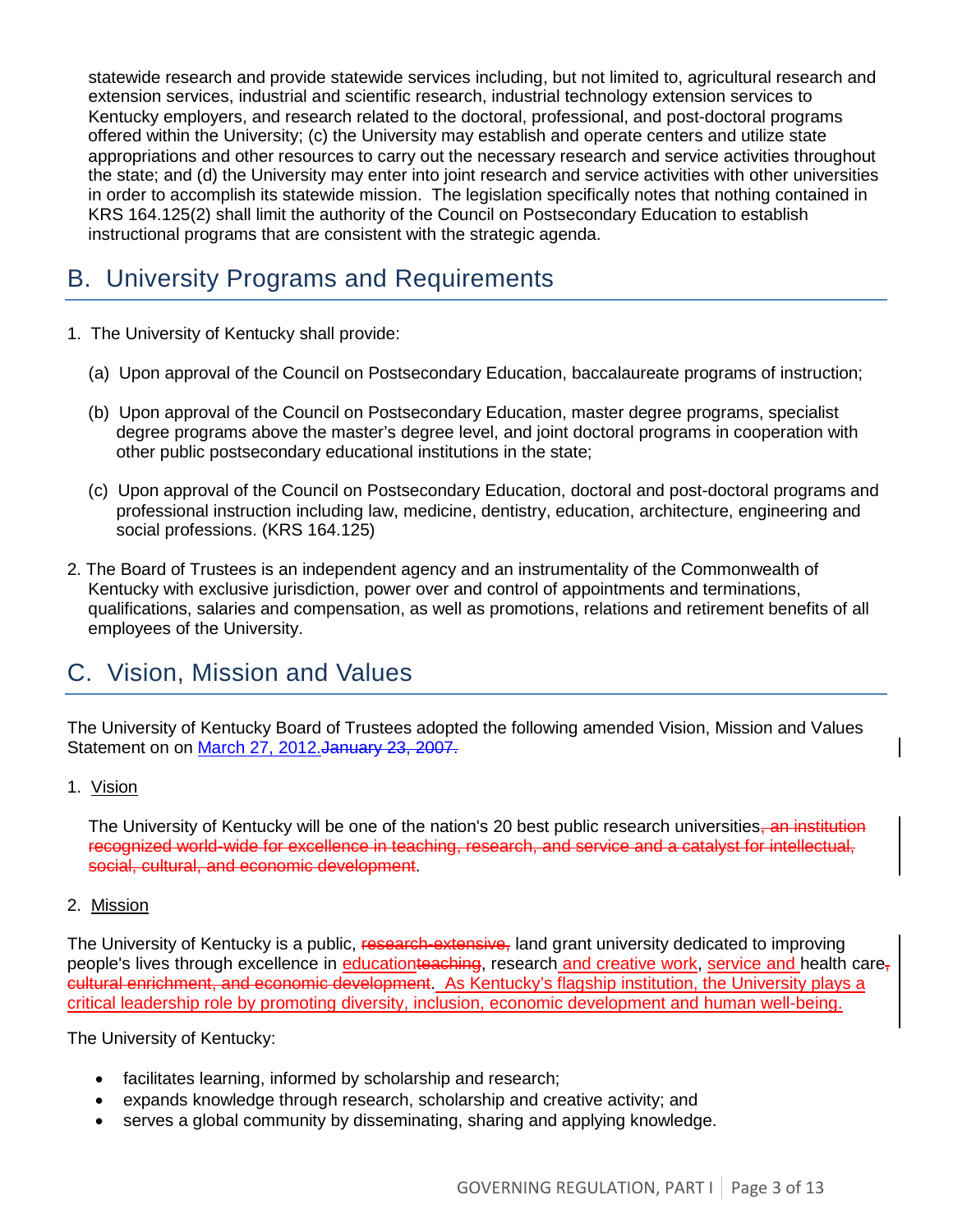statewide research and provide statewide services including, but not limited to, agricultural research and extension services, industrial and scientific research, industrial technology extension services to Kentucky employers, and research related to the doctoral, professional, and post-doctoral programs offered within the University; (c) the University may establish and operate centers and utilize state appropriations and other resources to carry out the necessary research and service activities throughout the state; and (d) the University may enter into joint research and service activities with other universities in order to accomplish its statewide mission. The legislation specifically notes that nothing contained in KRS 164.125(2) shall limit the authority of the Council on Postsecondary Education to establish instructional programs that are consistent with the strategic agenda.

## B. University Programs and Requirements

1. The University of Kentucky shall provide:

   (a) Upon approval of the Council on Postsecondary Education, baccalaureate programs of instruction;

   (b) Upon approval of the Council on Postsecondary Education, master degree programs, specialist degree programs above the master's degree level, and joint doctoral programs in cooperation with other public postsecondary educational institutions in the state;

   (c) Upon approval of the Council on Postsecondary Education, doctoral and post-doctoral programs and professional instruction including law, medicine, dentistry, education, architecture, engineering and social professions. (KRS 164.125)

2. The Board of Trustees is an independent agency and an instrumentality of the Commonwealth of Kentucky with exclusive jurisdiction, power over and control of appointments and terminations, qualifications, salaries and compensation, as well as promotions, relations and retirement benefits of all employees of the University.

## C. Vision, Mission and Values

The University of Kentucky Board of Trustees adopted the following amended Vision, Mission and Values Statement on on March 27, 2012.~~January 23, 2007.~~

1. Vision

   The University of Kentucky will be one of the nation's 20 best public research universities~~, an institution recognized world-wide for excellence in teaching, research, and service and a catalyst for intellectual, social, cultural, and economic development~~.

2. Mission

The University of Kentucky is a public, ~~research-extensive,~~ land grant university dedicated to improving people's lives through excellence in education~~teaching~~, research and creative work, service and health care~~, cultural enrichment, and economic development~~. As Kentucky's flagship institution, the University plays a critical leadership role by promoting diversity, inclusion, economic development and human well-being.

The University of Kentucky:

- facilitates learning, informed by scholarship and research;
- expands knowledge through research, scholarship and creative activity; and
- serves a global community by disseminating, sharing and applying knowledge.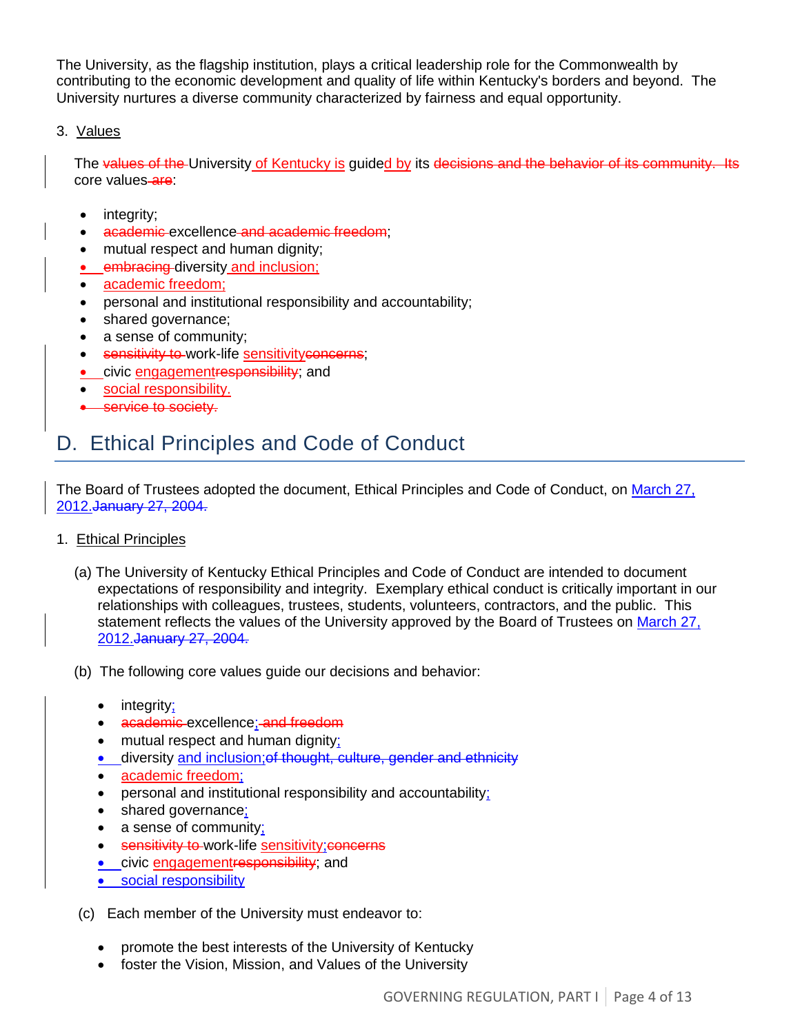The University, as the flagship institution, plays a critical leadership role for the Commonwealth by contributing to the economic development and quality of life within Kentucky's borders and beyond. The University nurtures a diverse community characterized by fairness and equal opportunity.

3. Values

The ~~values of the~~ University of Kentucky is guided by its ~~decisions and the behavior of its community. Its~~ core values ~~are~~:

- integrity;
- ~~academic~~ excellence ~~and academic freedom~~;
- mutual respect and human dignity;
- ~~embracing~~ diversity and inclusion;
- academic freedom;
- personal and institutional responsibility and accountability;
- shared governance;
- a sense of community;
- ~~sensitivity to~~ work-life sensitivity~~concerns~~;
- civic engagement~~responsibility~~; and
- social responsibility.
- ~~service to society.~~

## D. Ethical Principles and Code of Conduct

The Board of Trustees adopted the document, Ethical Principles and Code of Conduct, on March 27, 2012.~~January 27, 2004.~~

1. Ethical Principles

(a) The University of Kentucky Ethical Principles and Code of Conduct are intended to document expectations of responsibility and integrity. Exemplary ethical conduct is critically important in our relationships with colleagues, trustees, students, volunteers, contractors, and the public. This statement reflects the values of the University approved by the Board of Trustees on March 27, 2012.~~January 27, 2004.~~

(b) The following core values guide our decisions and behavior:

- integrity;
- ~~academic~~ excellence; ~~and freedom~~
- mutual respect and human dignity;
- diversity and inclusion;~~of thought, culture, gender and ethnicity~~
- academic freedom;
- personal and institutional responsibility and accountability;
- shared governance;
- a sense of community;
- ~~sensitivity to~~ work-life sensitivity;~~concerns~~
- civic engagement~~responsibility~~; and
- social responsibility

(c) Each member of the University must endeavor to:

- promote the best interests of the University of Kentucky
- foster the Vision, Mission, and Values of the University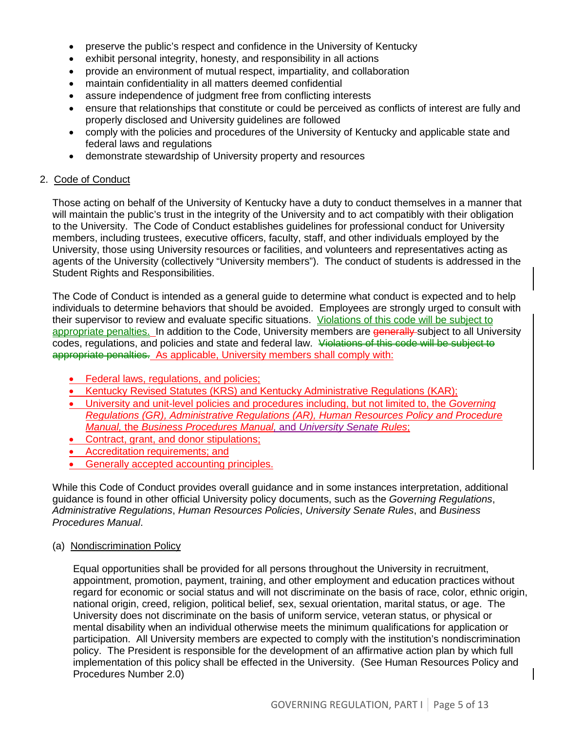- preserve the public's respect and confidence in the University of Kentucky
- exhibit personal integrity, honesty, and responsibility in all actions
- provide an environment of mutual respect, impartiality, and collaboration
- maintain confidentiality in all matters deemed confidential
- assure independence of judgment free from conflicting interests
- ensure that relationships that constitute or could be perceived as conflicts of interest are fully and properly disclosed and University guidelines are followed
- comply with the policies and procedures of the University of Kentucky and applicable state and federal laws and regulations
- demonstrate stewardship of University property and resources

2. Code of Conduct

Those acting on behalf of the University of Kentucky have a duty to conduct themselves in a manner that will maintain the public's trust in the integrity of the University and to act compatibly with their obligation to the University. The Code of Conduct establishes guidelines for professional conduct for University members, including trustees, executive officers, faculty, staff, and other individuals employed by the University, those using University resources or facilities, and volunteers and representatives acting as agents of the University (collectively "University members"). The conduct of students is addressed in the Student Rights and Responsibilities.

The Code of Conduct is intended as a general guide to determine what conduct is expected and to help individuals to determine behaviors that should be avoided. Employees are strongly urged to consult with their supervisor to review and evaluate specific situations. Violations of this code will be subject to appropriate penalties. In addition to the Code, University members are ~~generally~~ subject to all University codes, regulations, and policies and state and federal law. ~~Violations of this code will be subject to appropriate penalties.~~ As applicable, University members shall comply with:

- Federal laws, regulations, and policies;
- Kentucky Revised Statutes (KRS) and Kentucky Administrative Regulations (KAR);
- University and unit-level policies and procedures including, but not limited to, the *Governing Regulations (GR), Administrative Regulations (AR), Human Resources Policy and Procedure Manual,* the *Business Procedures Manual,* and *University Senate Rules*;
- Contract, grant, and donor stipulations;
- Accreditation requirements; and
- Generally accepted accounting principles.

While this Code of Conduct provides overall guidance and in some instances interpretation, additional guidance is found in other official University policy documents, such as the *Governing Regulations*, *Administrative Regulations*, *Human Resources Policies*, *University Senate Rules*, and *Business Procedures Manual*.

(a) Nondiscrimination Policy

Equal opportunities shall be provided for all persons throughout the University in recruitment, appointment, promotion, payment, training, and other employment and education practices without regard for economic or social status and will not discriminate on the basis of race, color, ethnic origin, national origin, creed, religion, political belief, sex, sexual orientation, marital status, or age. The University does not discriminate on the basis of uniform service, veteran status, or physical or mental disability when an individual otherwise meets the minimum qualifications for application or participation. All University members are expected to comply with the institution's nondiscrimination policy. The President is responsible for the development of an affirmative action plan by which full implementation of this policy shall be effected in the University. (See Human Resources Policy and Procedures Number 2.0)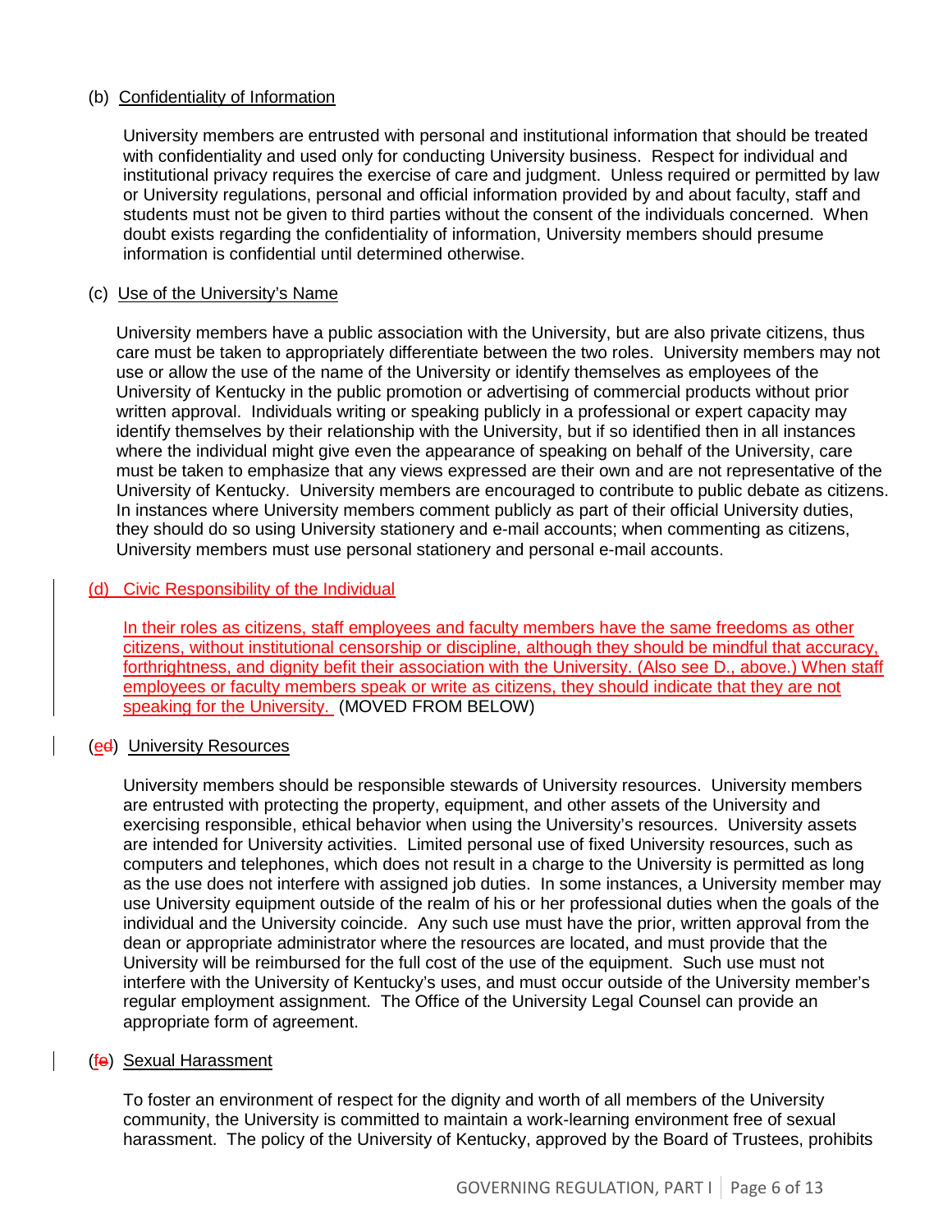(b) Confidentiality of Information

University members are entrusted with personal and institutional information that should be treated with confidentiality and used only for conducting University business. Respect for individual and institutional privacy requires the exercise of care and judgment. Unless required or permitted by law or University regulations, personal and official information provided by and about faculty, staff and students must not be given to third parties without the consent of the individuals concerned. When doubt exists regarding the confidentiality of information, University members should presume information is confidential until determined otherwise.

(c) Use of the University's Name

University members have a public association with the University, but are also private citizens, thus care must be taken to appropriately differentiate between the two roles. University members may not use or allow the use of the name of the University or identify themselves as employees of the University of Kentucky in the public promotion or advertising of commercial products without prior written approval. Individuals writing or speaking publicly in a professional or expert capacity may identify themselves by their relationship with the University, but if so identified then in all instances where the individual might give even the appearance of speaking on behalf of the University, care must be taken to emphasize that any views expressed are their own and are not representative of the University of Kentucky. University members are encouraged to contribute to public debate as citizens. In instances where University members comment publicly as part of their official University duties, they should do so using University stationery and e-mail accounts; when commenting as citizens, University members must use personal stationery and personal e-mail accounts.

(d) Civic Responsibility of the Individual

In their roles as citizens, staff employees and faculty members have the same freedoms as other citizens, without institutional censorship or discipline, although they should be mindful that accuracy, forthrightness, and dignity befit their association with the University. (Also see D., above.) When staff employees or faculty members speak or write as citizens, they should indicate that they are not speaking for the University. (MOVED FROM BELOW)

(e~~d~~) University Resources

University members should be responsible stewards of University resources. University members are entrusted with protecting the property, equipment, and other assets of the University and exercising responsible, ethical behavior when using the University's resources. University assets are intended for University activities. Limited personal use of fixed University resources, such as computers and telephones, which does not result in a charge to the University is permitted as long as the use does not interfere with assigned job duties. In some instances, a University member may use University equipment outside of the realm of his or her professional duties when the goals of the individual and the University coincide. Any such use must have the prior, written approval from the dean or appropriate administrator where the resources are located, and must provide that the University will be reimbursed for the full cost of the use of the equipment. Such use must not interfere with the University of Kentucky's uses, and must occur outside of the University member's regular employment assignment. The Office of the University Legal Counsel can provide an appropriate form of agreement.

(f~~e~~) Sexual Harassment

To foster an environment of respect for the dignity and worth of all members of the University community, the University is committed to maintain a work-learning environment free of sexual harassment. The policy of the University of Kentucky, approved by the Board of Trustees, prohibits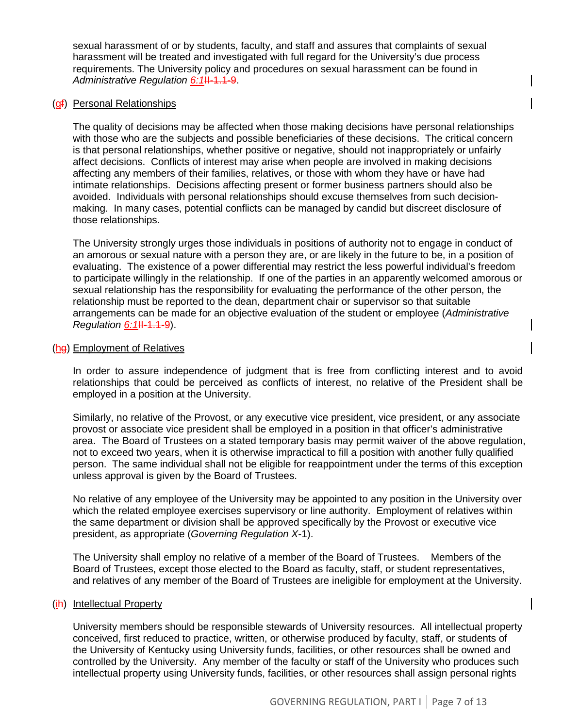sexual harassment of or by students, faculty, and staff and assures that complaints of sexual harassment will be treated and investigated with full regard for the University's due process requirements. The University policy and procedures on sexual harassment can be found in *Administrative Regulation 6:1*~~II-1.1-9~~.

(g~~f~~) Personal Relationships

The quality of decisions may be affected when those making decisions have personal relationships with those who are the subjects and possible beneficiaries of these decisions. The critical concern is that personal relationships, whether positive or negative, should not inappropriately or unfairly affect decisions. Conflicts of interest may arise when people are involved in making decisions affecting any members of their families, relatives, or those with whom they have or have had intimate relationships. Decisions affecting present or former business partners should also be avoided. Individuals with personal relationships should excuse themselves from such decision-making. In many cases, potential conflicts can be managed by candid but discreet disclosure of those relationships.

The University strongly urges those individuals in positions of authority not to engage in conduct of an amorous or sexual nature with a person they are, or are likely in the future to be, in a position of evaluating. The existence of a power differential may restrict the less powerful individual's freedom to participate willingly in the relationship. If one of the parties in an apparently welcomed amorous or sexual relationship has the responsibility for evaluating the performance of the other person, the relationship must be reported to the dean, department chair or supervisor so that suitable arrangements can be made for an objective evaluation of the student or employee (*Administrative Regulation 6:1*~~II-1.1-9~~).

(h~~g~~) Employment of Relatives

In order to assure independence of judgment that is free from conflicting interest and to avoid relationships that could be perceived as conflicts of interest, no relative of the President shall be employed in a position at the University.

Similarly, no relative of the Provost, or any executive vice president, vice president, or any associate provost or associate vice president shall be employed in a position in that officer's administrative area. The Board of Trustees on a stated temporary basis may permit waiver of the above regulation, not to exceed two years, when it is otherwise impractical to fill a position with another fully qualified person. The same individual shall not be eligible for reappointment under the terms of this exception unless approval is given by the Board of Trustees.

No relative of any employee of the University may be appointed to any position in the University over which the related employee exercises supervisory or line authority. Employment of relatives within the same department or division shall be approved specifically by the Provost or executive vice president, as appropriate (*Governing Regulation X*-1).

The University shall employ no relative of a member of the Board of Trustees. Members of the Board of Trustees, except those elected to the Board as faculty, staff, or student representatives, and relatives of any member of the Board of Trustees are ineligible for employment at the University.

(i~~h~~) Intellectual Property

University members should be responsible stewards of University resources. All intellectual property conceived, first reduced to practice, written, or otherwise produced by faculty, staff, or students of the University of Kentucky using University funds, facilities, or other resources shall be owned and controlled by the University. Any member of the faculty or staff of the University who produces such intellectual property using University funds, facilities, or other resources shall assign personal rights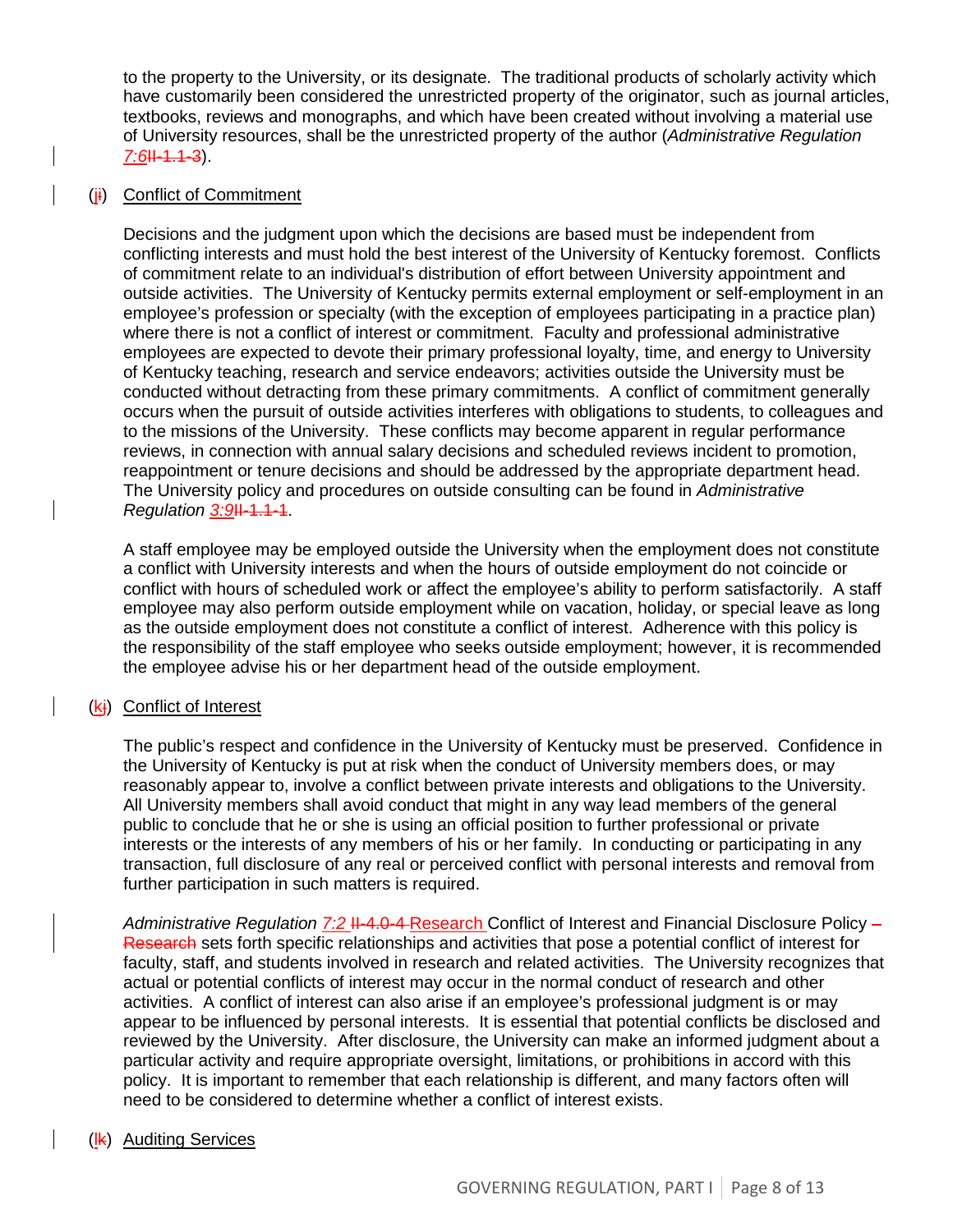to the property to the University, or its designate. The traditional products of scholarly activity which have customarily been considered the unrestricted property of the originator, such as journal articles, textbooks, reviews and monographs, and which have been created without involving a material use of University resources, shall be the unrestricted property of the author (*Administrative Regulation 7:6*II-1.1-3).

(ji) Conflict of Commitment

Decisions and the judgment upon which the decisions are based must be independent from conflicting interests and must hold the best interest of the University of Kentucky foremost. Conflicts of commitment relate to an individual's distribution of effort between University appointment and outside activities. The University of Kentucky permits external employment or self-employment in an employee's profession or specialty (with the exception of employees participating in a practice plan) where there is not a conflict of interest or commitment. Faculty and professional administrative employees are expected to devote their primary professional loyalty, time, and energy to University of Kentucky teaching, research and service endeavors; activities outside the University must be conducted without detracting from these primary commitments. A conflict of commitment generally occurs when the pursuit of outside activities interferes with obligations to students, to colleagues and to the missions of the University. These conflicts may become apparent in regular performance reviews, in connection with annual salary decisions and scheduled reviews incident to promotion, reappointment or tenure decisions and should be addressed by the appropriate department head. The University policy and procedures on outside consulting can be found in *Administrative Regulation 3:9*II-1.1-1.

A staff employee may be employed outside the University when the employment does not constitute a conflict with University interests and when the hours of outside employment do not coincide or conflict with hours of scheduled work or affect the employee's ability to perform satisfactorily. A staff employee may also perform outside employment while on vacation, holiday, or special leave as long as the outside employment does not constitute a conflict of interest. Adherence with this policy is the responsibility of the staff employee who seeks outside employment; however, it is recommended the employee advise his or her department head of the outside employment.

(kj) Conflict of Interest

The public's respect and confidence in the University of Kentucky must be preserved. Confidence in the University of Kentucky is put at risk when the conduct of University members does, or may reasonably appear to, involve a conflict between private interests and obligations to the University. All University members shall avoid conduct that might in any way lead members of the general public to conclude that he or she is using an official position to further professional or private interests or the interests of any members of his or her family. In conducting or participating in any transaction, full disclosure of any real or perceived conflict with personal interests and removal from further participation in such matters is required.

*Administrative Regulation 7:2* II-4.0-4 Research Conflict of Interest and Financial Disclosure Policy – Research sets forth specific relationships and activities that pose a potential conflict of interest for faculty, staff, and students involved in research and related activities. The University recognizes that actual or potential conflicts of interest may occur in the normal conduct of research and other activities. A conflict of interest can also arise if an employee's professional judgment is or may appear to be influenced by personal interests. It is essential that potential conflicts be disclosed and reviewed by the University. After disclosure, the University can make an informed judgment about a particular activity and require appropriate oversight, limitations, or prohibitions in accord with this policy. It is important to remember that each relationship is different, and many factors often will need to be considered to determine whether a conflict of interest exists.

(lk) Auditing Services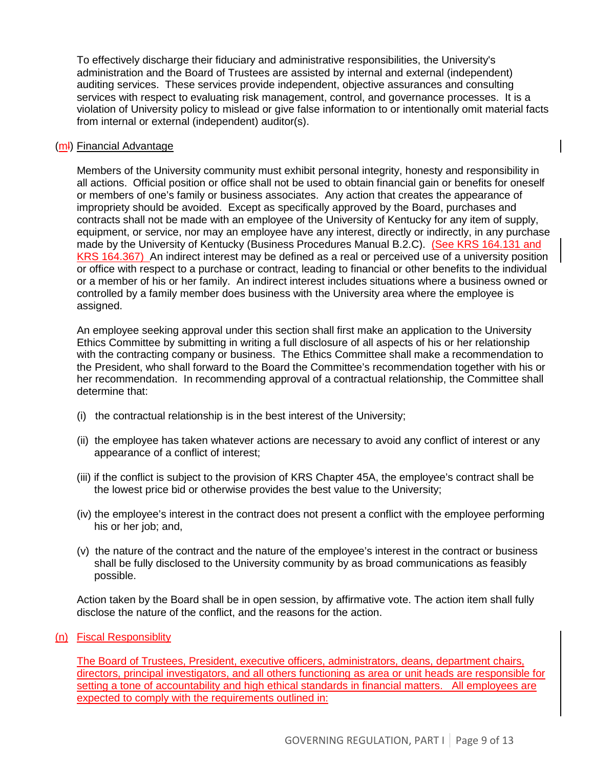To effectively discharge their fiduciary and administrative responsibilities, the University's administration and the Board of Trustees are assisted by internal and external (independent) auditing services. These services provide independent, objective assurances and consulting services with respect to evaluating risk management, control, and governance processes. It is a violation of University policy to mislead or give false information to or intentionally omit material facts from internal or external (independent) auditor(s).

(ml) Financial Advantage

Members of the University community must exhibit personal integrity, honesty and responsibility in all actions. Official position or office shall not be used to obtain financial gain or benefits for oneself or members of one's family or business associates. Any action that creates the appearance of impropriety should be avoided. Except as specifically approved by the Board, purchases and contracts shall not be made with an employee of the University of Kentucky for any item of supply, equipment, or service, nor may an employee have any interest, directly or indirectly, in any purchase made by the University of Kentucky (Business Procedures Manual B.2.C). (See KRS 164.131 and KRS 164.367) An indirect interest may be defined as a real or perceived use of a university position or office with respect to a purchase or contract, leading to financial or other benefits to the individual or a member of his or her family. An indirect interest includes situations where a business owned or controlled by a family member does business with the University area where the employee is assigned.

An employee seeking approval under this section shall first make an application to the University Ethics Committee by submitting in writing a full disclosure of all aspects of his or her relationship with the contracting company or business. The Ethics Committee shall make a recommendation to the President, who shall forward to the Board the Committee's recommendation together with his or her recommendation. In recommending approval of a contractual relationship, the Committee shall determine that:

(i) the contractual relationship is in the best interest of the University;

(ii) the employee has taken whatever actions are necessary to avoid any conflict of interest or any appearance of a conflict of interest;

(iii) if the conflict is subject to the provision of KRS Chapter 45A, the employee's contract shall be the lowest price bid or otherwise provides the best value to the University;

(iv) the employee's interest in the contract does not present a conflict with the employee performing his or her job; and,

(v) the nature of the contract and the nature of the employee's interest in the contract or business shall be fully disclosed to the University community by as broad communications as feasibly possible.

Action taken by the Board shall be in open session, by affirmative vote. The action item shall fully disclose the nature of the conflict, and the reasons for the action.

(n) Fiscal Responsiblity

The Board of Trustees, President, executive officers, administrators, deans, department chairs, directors, principal investigators, and all others functioning as area or unit heads are responsible for setting a tone of accountability and high ethical standards in financial matters. All employees are expected to comply with the requirements outlined in: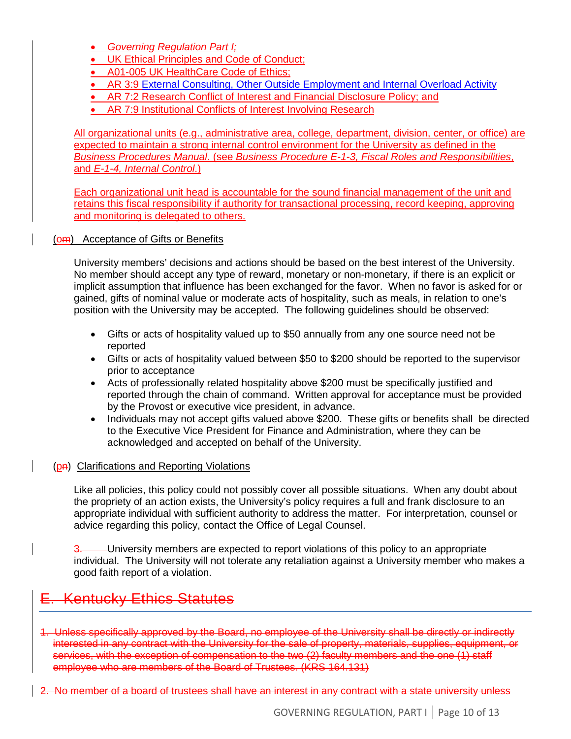- *Governing Regulation Part I;*
- UK Ethical Principles and Code of Conduct;
- A01-005 UK HealthCare Code of Ethics;
- AR 3:9 External Consulting, Other Outside Employment and Internal Overload Activity
- AR 7:2 Research Conflict of Interest and Financial Disclosure Policy; and
- AR 7:9 Institutional Conflicts of Interest Involving Research

All organizational units (e.g., administrative area, college, department, division, center, or office) are expected to maintain a strong internal control environment for the University as defined in the *Business Procedures Manual*. (see *Business Procedure E-1-3, Fiscal Roles and Responsibilities*, and *E-1-4, Internal Control*.)

Each organizational unit head is accountable for the sound financial management of the unit and retains this fiscal responsibility if authority for transactional processing, record keeping, approving and monitoring is delegated to others.

(o~~m~~) Acceptance of Gifts or Benefits

University members' decisions and actions should be based on the best interest of the University. No member should accept any type of reward, monetary or non-monetary, if there is an explicit or implicit assumption that influence has been exchanged for the favor. When no favor is asked for or gained, gifts of nominal value or moderate acts of hospitality, such as meals, in relation to one's position with the University may be accepted. The following guidelines should be observed:

- Gifts or acts of hospitality valued up to $50 annually from any one source need not be reported
- Gifts or acts of hospitality valued between $50 to $200 should be reported to the supervisor prior to acceptance
- Acts of professionally related hospitality above $200 must be specifically justified and reported through the chain of command. Written approval for acceptance must be provided by the Provost or executive vice president, in advance.
- Individuals may not accept gifts valued above $200. These gifts or benefits shall be directed to the Executive Vice President for Finance and Administration, where they can be acknowledged and accepted on behalf of the University.

(p~~n~~) Clarifications and Reporting Violations

Like all policies, this policy could not possibly cover all possible situations. When any doubt about the propriety of an action exists, the University's policy requires a full and frank disclosure to an appropriate individual with sufficient authority to address the matter. For interpretation, counsel or advice regarding this policy, contact the Office of Legal Counsel.

~~3.~~ University members are expected to report violations of this policy to an appropriate individual. The University will not tolerate any retaliation against a University member who makes a good faith report of a violation.

## ~~E. Kentucky Ethics Statutes~~

~~1. Unless specifically approved by the Board, no employee of the University shall be directly or indirectly interested in any contract with the University for the sale of property, materials, supplies, equipment, or services, with the exception of compensation to the two (2) faculty members and the one (1) staff employee who are members of the Board of Trustees. (KRS 164.131)~~

~~2. No member of a board of trustees shall have an interest in any contract with a state university unless~~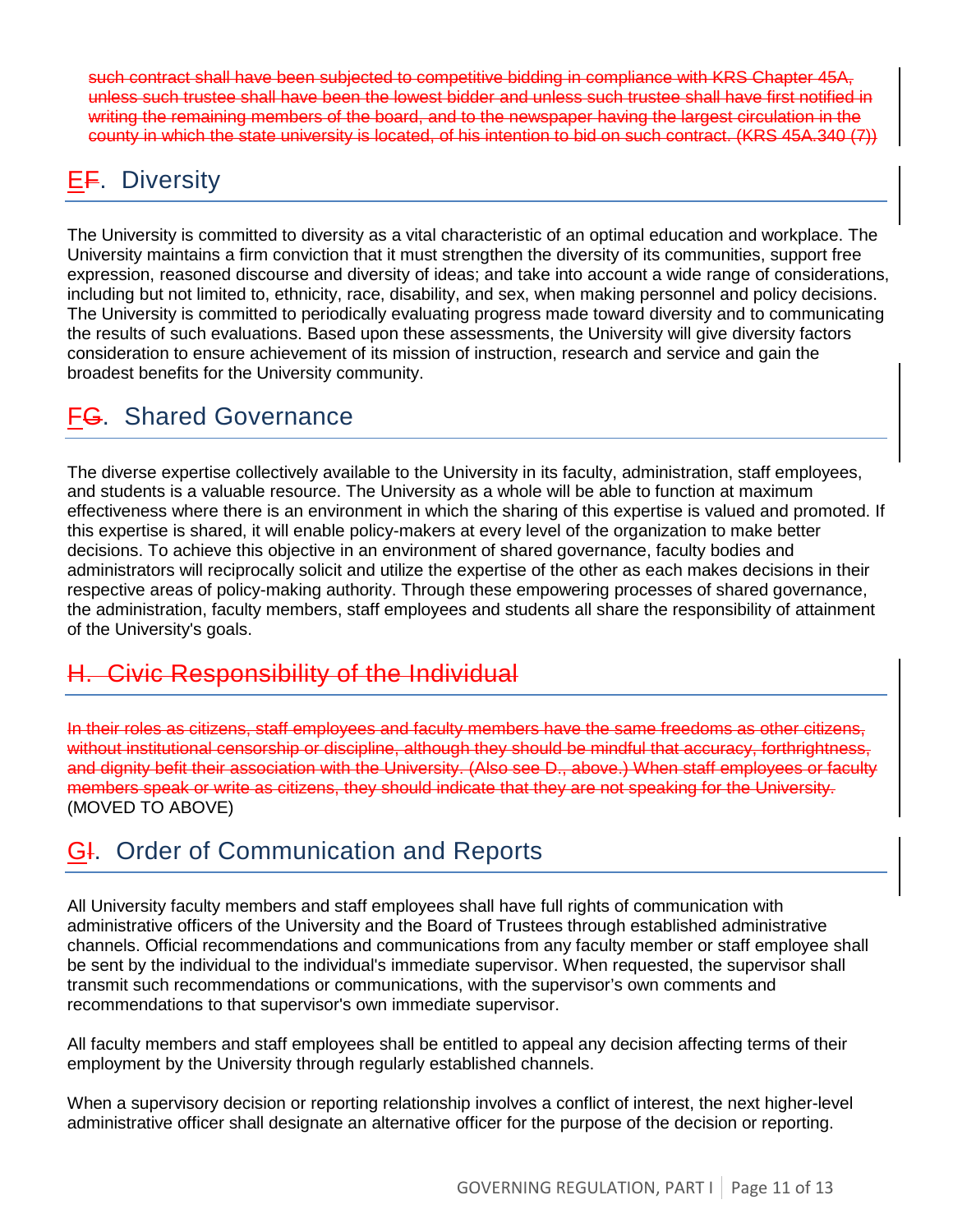~~such contract shall have been subjected to competitive bidding in compliance with KRS Chapter 45A, unless such trustee shall have been the lowest bidder and unless such trustee shall have first notified in writing the remaining members of the board, and to the newspaper having the largest circulation in the county in which the state university is located, of his intention to bid on such contract. (KRS 45A.340 (7))~~

## E~~F~~. Diversity

The University is committed to diversity as a vital characteristic of an optimal education and workplace. The University maintains a firm conviction that it must strengthen the diversity of its communities, support free expression, reasoned discourse and diversity of ideas; and take into account a wide range of considerations, including but not limited to, ethnicity, race, disability, and sex, when making personnel and policy decisions. The University is committed to periodically evaluating progress made toward diversity and to communicating the results of such evaluations. Based upon these assessments, the University will give diversity factors consideration to ensure achievement of its mission of instruction, research and service and gain the broadest benefits for the University community.

## F~~G~~. Shared Governance

The diverse expertise collectively available to the University in its faculty, administration, staff employees, and students is a valuable resource. The University as a whole will be able to function at maximum effectiveness where there is an environment in which the sharing of this expertise is valued and promoted. If this expertise is shared, it will enable policy-makers at every level of the organization to make better decisions. To achieve this objective in an environment of shared governance, faculty bodies and administrators will reciprocally solicit and utilize the expertise of the other as each makes decisions in their respective areas of policy-making authority. Through these empowering processes of shared governance, the administration, faculty members, staff employees and students all share the responsibility of attainment of the University's goals.

## ~~H. Civic Responsibility of the Individual~~

~~In their roles as citizens, staff employees and faculty members have the same freedoms as other citizens, without institutional censorship or discipline, although they should be mindful that accuracy, forthrightness, and dignity befit their association with the University. (Also see D., above.) When staff employees or faculty members speak or write as citizens, they should indicate that they are not speaking for the University.~~ (MOVED TO ABOVE)

## G~~I~~. Order of Communication and Reports

All University faculty members and staff employees shall have full rights of communication with administrative officers of the University and the Board of Trustees through established administrative channels. Official recommendations and communications from any faculty member or staff employee shall be sent by the individual to the individual's immediate supervisor. When requested, the supervisor shall transmit such recommendations or communications, with the supervisor's own comments and recommendations to that supervisor's own immediate supervisor.

All faculty members and staff employees shall be entitled to appeal any decision affecting terms of their employment by the University through regularly established channels.

When a supervisory decision or reporting relationship involves a conflict of interest, the next higher-level administrative officer shall designate an alternative officer for the purpose of the decision or reporting.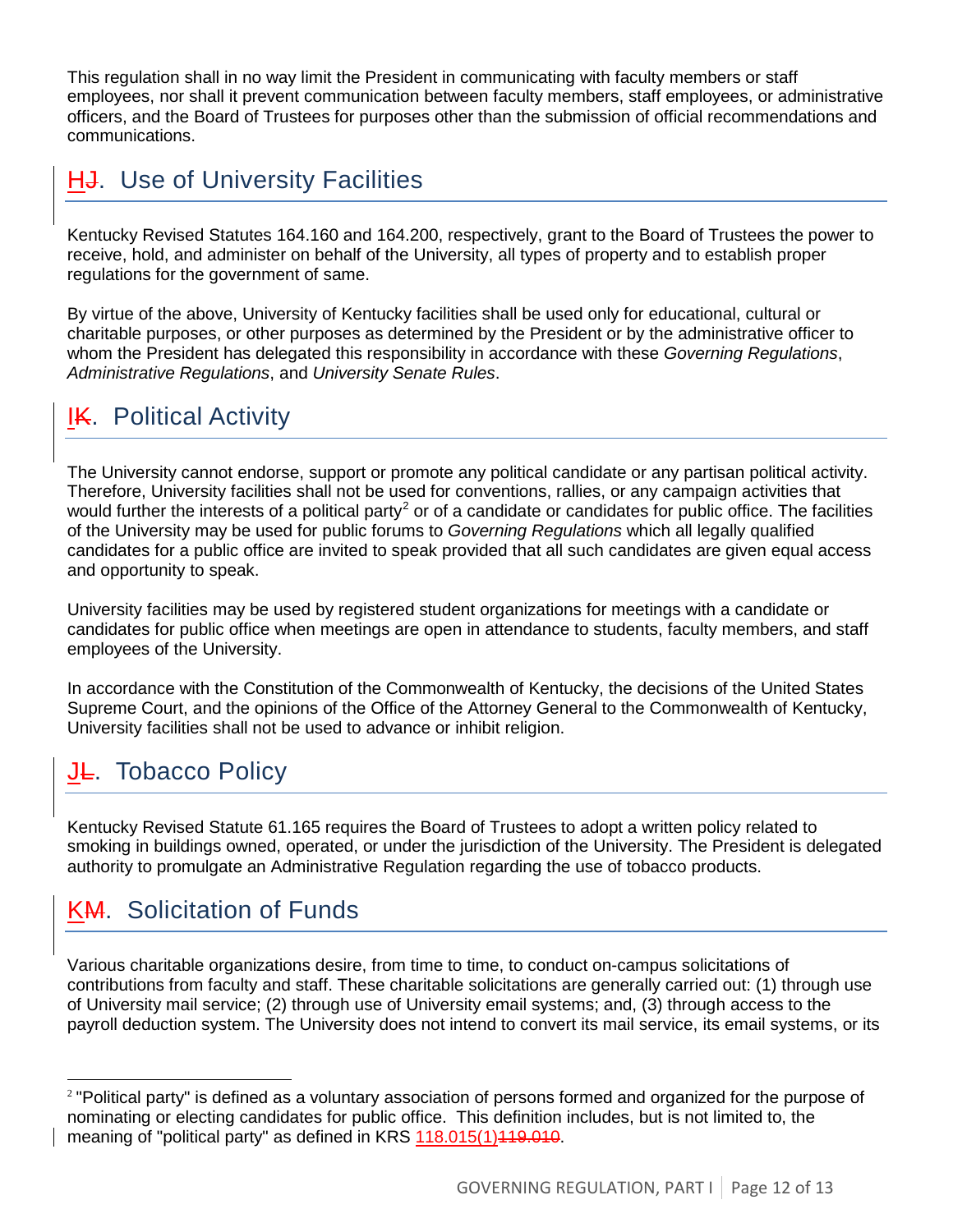This regulation shall in no way limit the President in communicating with faculty members or staff employees, nor shall it prevent communication between faculty members, staff employees, or administrative officers, and the Board of Trustees for purposes other than the submission of official recommendations and communications.

## HJ. Use of University Facilities

Kentucky Revised Statutes 164.160 and 164.200, respectively, grant to the Board of Trustees the power to receive, hold, and administer on behalf of the University, all types of property and to establish proper regulations for the government of same.

By virtue of the above, University of Kentucky facilities shall be used only for educational, cultural or charitable purposes, or other purposes as determined by the President or by the administrative officer to whom the President has delegated this responsibility in accordance with these *Governing Regulations*, *Administrative Regulations*, and *University Senate Rules*.

## IK. Political Activity

The University cannot endorse, support or promote any political candidate or any partisan political activity. Therefore, University facilities shall not be used for conventions, rallies, or any campaign activities that would further the interests of a political party[2] or of a candidate or candidates for public office. The facilities of the University may be used for public forums to *Governing Regulations* which all legally qualified candidates for a public office are invited to speak provided that all such candidates are given equal access and opportunity to speak.

University facilities may be used by registered student organizations for meetings with a candidate or candidates for public office when meetings are open in attendance to students, faculty members, and staff employees of the University.

In accordance with the Constitution of the Commonwealth of Kentucky, the decisions of the United States Supreme Court, and the opinions of the Office of the Attorney General to the Commonwealth of Kentucky, University facilities shall not be used to advance or inhibit religion.

## JL. Tobacco Policy

Kentucky Revised Statute 61.165 requires the Board of Trustees to adopt a written policy related to smoking in buildings owned, operated, or under the jurisdiction of the University. The President is delegated authority to promulgate an Administrative Regulation regarding the use of tobacco products.

## KM. Solicitation of Funds

Various charitable organizations desire, from time to time, to conduct on-campus solicitations of contributions from faculty and staff. These charitable solicitations are generally carried out: (1) through use of University mail service; (2) through use of University email systems; and, (3) through access to the payroll deduction system. The University does not intend to convert its mail service, its email systems, or its

---

[2] "Political party" is defined as a voluntary association of persons formed and organized for the purpose of nominating or electing candidates for public office. This definition includes, but is not limited to, the meaning of "political party" as defined in KRS 118.015(1)~~119.010~~.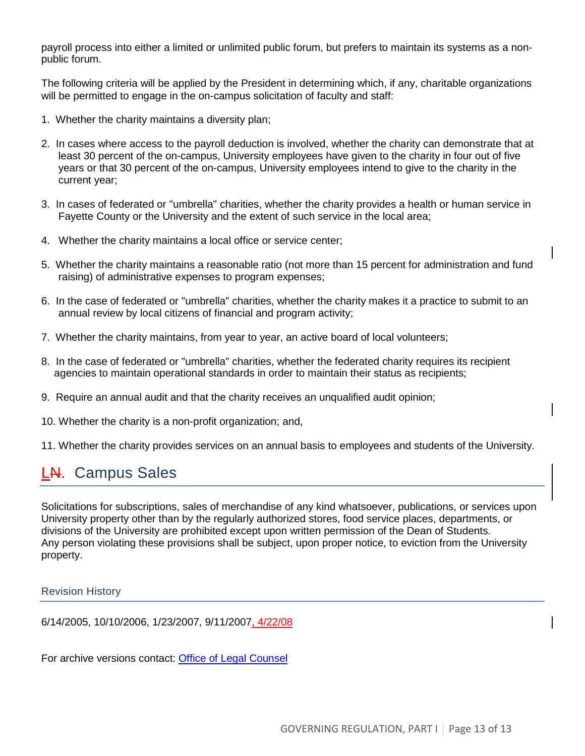payroll process into either a limited or unlimited public forum, but prefers to maintain its systems as a non-public forum.

The following criteria will be applied by the President in determining which, if any, charitable organizations will be permitted to engage in the on-campus solicitation of faculty and staff:

1. Whether the charity maintains a diversity plan;
2. In cases where access to the payroll deduction is involved, whether the charity can demonstrate that at least 30 percent of the on-campus, University employees have given to the charity in four out of five years or that 30 percent of the on-campus, University employees intend to give to the charity in the current year;
3. In cases of federated or "umbrella" charities, whether the charity provides a health or human service in Fayette County or the University and the extent of such service in the local area;
4. Whether the charity maintains a local office or service center;
5. Whether the charity maintains a reasonable ratio (not more than 15 percent for administration and fund raising) of administrative expenses to program expenses;
6. In the case of federated or "umbrella" charities, whether the charity makes it a practice to submit to an annual review by local citizens of financial and program activity;
7. Whether the charity maintains, from year to year, an active board of local volunteers;
8. In the case of federated or "umbrella" charities, whether the federated charity requires its recipient agencies to maintain operational standards in order to maintain their status as recipients;
9. Require an annual audit and that the charity receives an unqualified audit opinion;
10. Whether the charity is a non-profit organization; and,
11. Whether the charity provides services on an annual basis to employees and students of the University.

## L~~N~~. Campus Sales

Solicitations for subscriptions, sales of merchandise of any kind whatsoever, publications, or services upon University property other than by the regularly authorized stores, food service places, departments, or divisions of the University are prohibited except upon written permission of the Dean of Students. Any person violating these provisions shall be subject, upon proper notice, to eviction from the University property.

### Revision History

6/14/2005, 10/10/2006, 1/23/2007, 9/11/2007, 4/22/08

For archive versions contact: Office of Legal Counsel